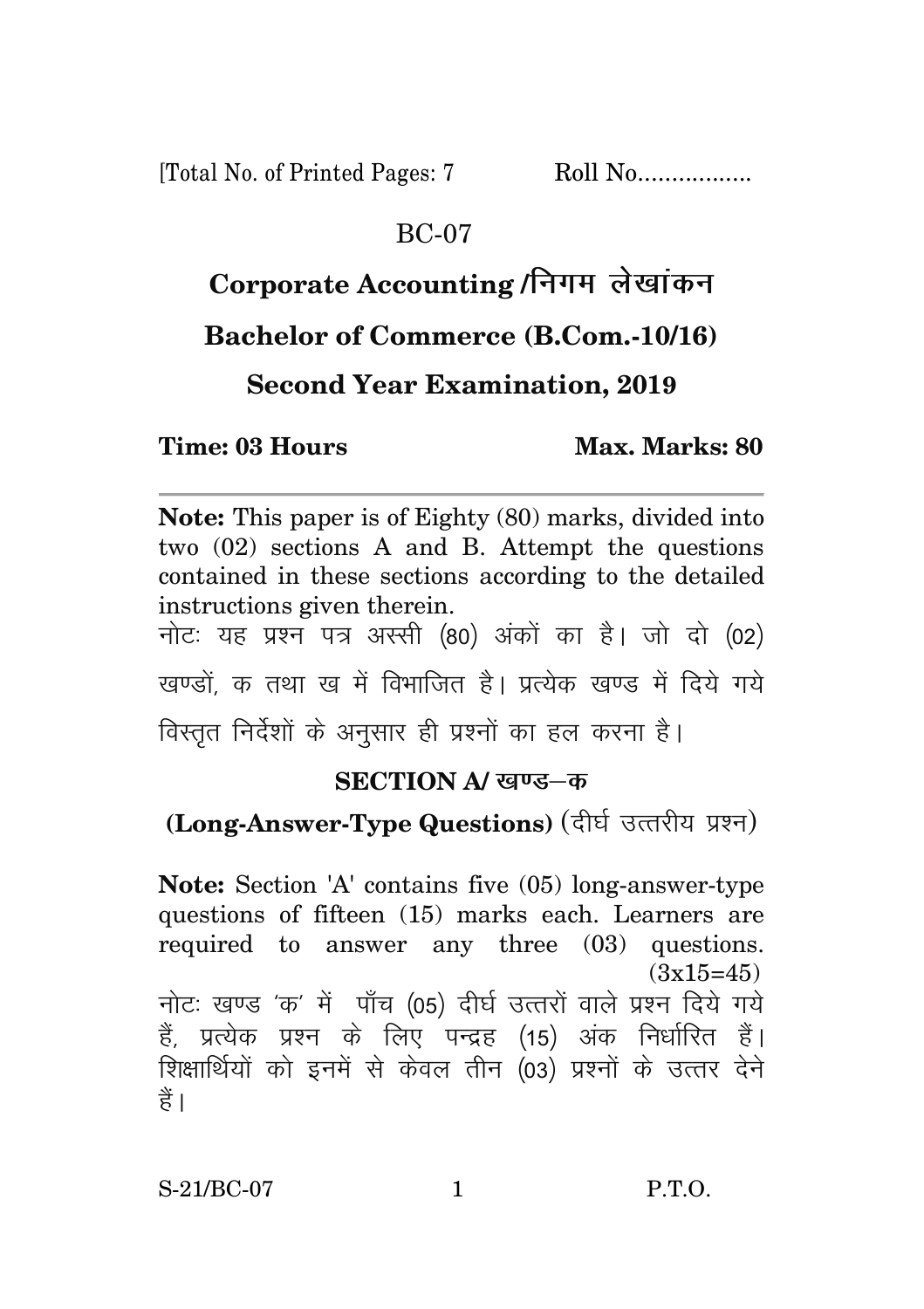[Total No. of Printed Pages: 7 Roll No.................

BC-07

# Corporate Accounting /निगम लेखांकन

## Bachelor of Commerce (B.Com.-10/16)

## Second Year Examination, 2019

**Time: 03 Hours** **Max. Marks: 80**

---

**Note:** This paper is of Eighty (80) marks, divided into two (02) sections A and B. Attempt the questions contained in these sections according to the detailed instructions given therein.

नोटः यह प्रश्न पत्र अस्सी (80) अंकों का है। जो दो (02) खण्डों, क तथा ख में विभाजित है। प्रत्येक खण्ड में दिये गये विस्तृत निर्देशों के अनुसार ही प्रश्नों का हल करना है।

### SECTION A/ खण्ड–क

**(Long-Answer-Type Questions)** (दीर्घ उत्तरीय प्रश्न)

**Note:** Section 'A' contains five (05) long-answer-type questions of fifteen (15) marks each. Learners are required to answer any three (03) questions. (3x15=45)

नोटः खण्ड 'क' में पाँच (05) दीर्घ उत्तरों वाले प्रश्न दिये गये हैं, प्रत्येक प्रश्न के लिए पन्द्रह (15) अंक निर्धारित हैं। शिक्षार्थियों को इनमें से केवल तीन (03) प्रश्नों के उत्तर देने हैं।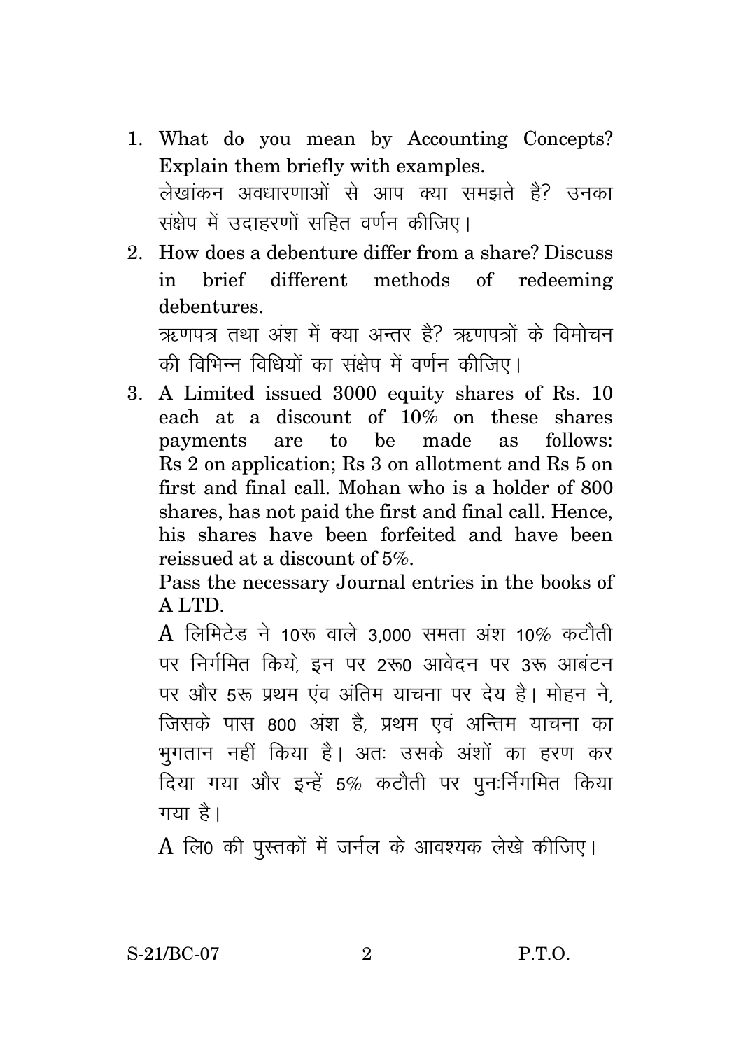1. What do you mean by Accounting Concepts? Explain them briefly with examples.

   लेखांकन अवधारणाओं से आप क्या समझते है? उनका संक्षेप में उदाहरणों सहित वर्णन कीजिए।

2. How does a debenture differ from a share? Discuss in brief different methods of redeeming debentures.

   ऋणपत्र तथा अंश में क्या अन्तर है? ऋणपत्रों के विमोचन की विभिन्न विधियों का संक्षेप में वर्णन कीजिए।

3. A Limited issued 3000 equity shares of Rs. 10 each at a discount of 10% on these shares payments are to be made as follows: Rs 2 on application; Rs 3 on allotment and Rs 5 on first and final call. Mohan who is a holder of 800 shares, has not paid the first and final call. Hence, his shares have been forfeited and have been reissued at a discount of 5%.

   Pass the necessary Journal entries in the books of A LTD.

   A लिमिटेड ने 10रू वाले 3,000 समता अंश 10% कटौती पर निर्गमित किये, इन पर 2रू0 आवेदन पर 3रू आबंटन पर और 5रू प्रथम एंव अंतिम याचना पर देय है। मोहन ने, जिसके पास 800 अंश है, प्रथम एवं अन्तिम याचना का भुगतान नहीं किया है। अतः उसके अंशों का हरण कर दिया गया और इन्हें 5% कटौती पर पुनःर्निगमित किया गया है।

   A लि0 की पुस्तकों में जर्नल के आवश्यक लेखे कीजिए।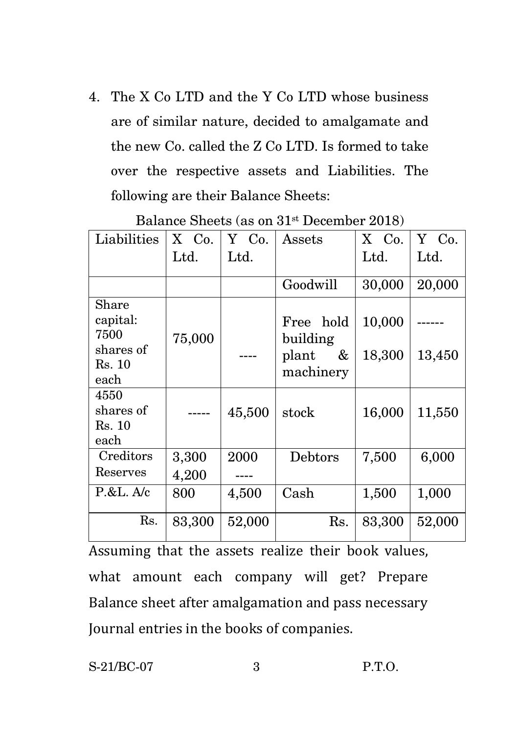4. The X Co LTD and the Y Co LTD whose business are of similar nature, decided to amalgamate and the new Co. called the Z Co LTD. Is formed to take over the respective assets and Liabilities. The following are their Balance Sheets:

Balance Sheets (as on 31st December 2018)

| Liabilities | X Co. Ltd. | Y Co. Ltd. | Assets | X Co. Ltd. | Y Co. Ltd. |
|---|---|---|---|---|---|
| | | | Goodwill | 30,000 | 20,000 |
| Share capital: 7500 shares of Rs. 10 each | 75,000 | ---- | Free hold building<br>plant & machinery | 10,000<br>18,300 | ------<br>13,450 |
| 4550 shares of Rs. 10 each | ----- | 45,500 | stock | 16,000 | 11,550 |
| Creditors<br>Reserves | 3,300<br>4,200 | 2000<br>---- | Debtors | 7,500 | 6,000 |
| P.&L. A/c | 800 | 4,500 | Cash | 1,500 | 1,000 |
| Rs. | 83,300 | 52,000 | Rs. | 83,300 | 52,000 |

Assuming that the assets realize their book values, what amount each company will get? Prepare Balance sheet after amalgamation and pass necessary Journal entries in the books of companies.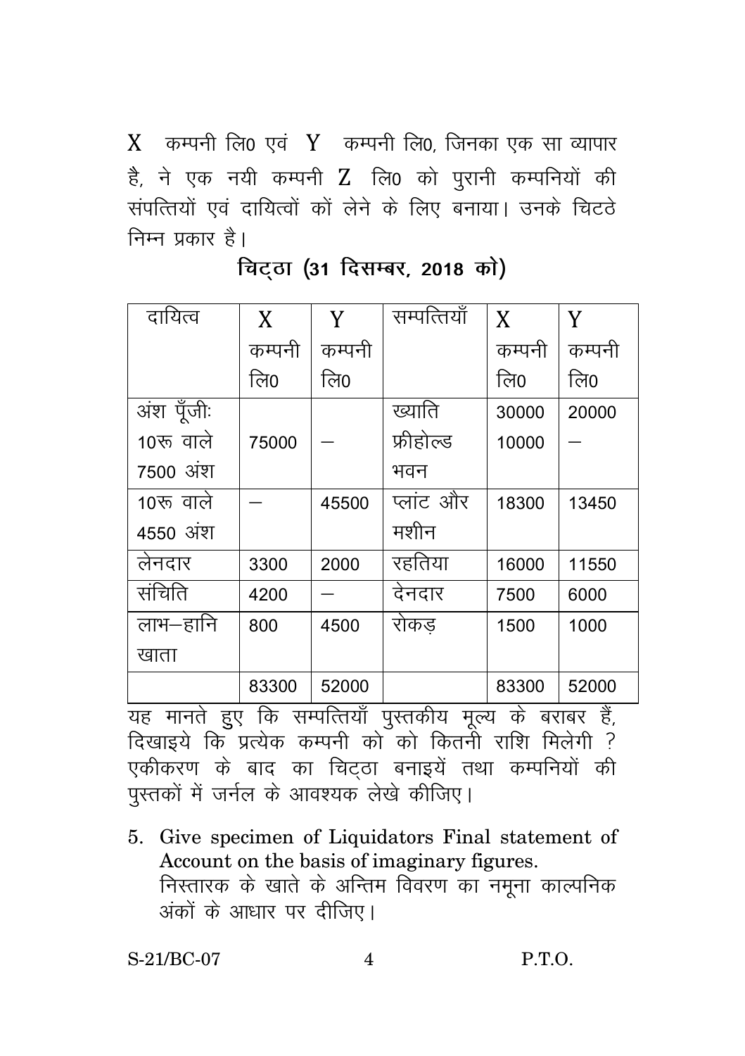X कम्पनी लि0 एवं Y कम्पनी लि0, जिनका एक सा व्यापार है, ने एक नयी कम्पनी Z लि0 को पुरानी कम्पनियों की संपत्तियों एवं दायित्वों कों लेने के लिए बनाया। उनके चिटठे निम्न प्रकार है।

**चिट्ठा (31 दिसम्बर, 2018 को)**

| दायित्व | X कम्पनी लि0 | Y कम्पनी लि0 | सम्पत्तियाँ | X कम्पनी लि0 | Y कम्पनी लि0 |
|---|---|---|---|---|---|
| अंश पूँजीः 10रू वाले 7500 अंश | 75000 | — | ख्याति फ्रीहोल्ड भवन | 30000 10000 | 20000 — |
| 10रू वाले 4550 अंश | — | 45500 | प्लांट और मशीन | 18300 | 13450 |
| लेनदार | 3300 | 2000 | रहतिया | 16000 | 11550 |
| संचिति | 4200 | — | देनदार | 7500 | 6000 |
| लाभ–हानि खाता | 800 | 4500 | रोकड़ | 1500 | 1000 |
| | 83300 | 52000 | | 83300 | 52000 |

यह मानते हुए कि सम्पत्तियाँ पुस्तकीय मूल्य के बराबर हैं, दिखाइये कि प्रत्येक कम्पनी को को कितनी राशि मिलेगी ? एकीकरण के बाद का चिट्ठा बनाइयें तथा कम्पनियों की पुस्तकों में जर्नल के आवश्यक लेखे कीजिए।

5. Give specimen of Liquidators Final statement of Account on the basis of imaginary figures.
   निस्तारक के खाते के अन्तिम विवरण का नमूना काल्पनिक अंकों के आधार पर दीजिए।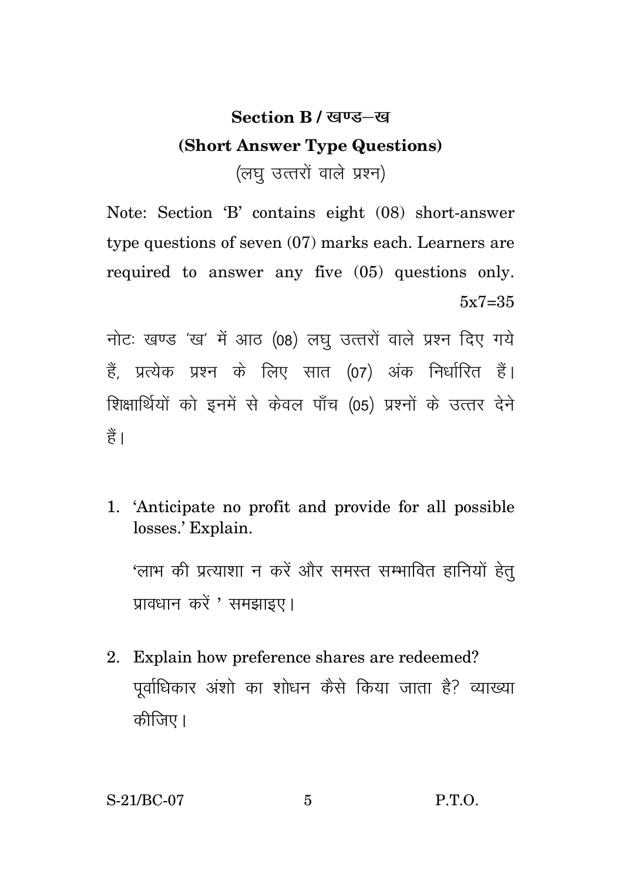## Section B / खण्ड–ख

### (Short Answer Type Questions)

(लघु उत्तरों वाले प्रश्न)

Note: Section 'B' contains eight (08) short-answer type questions of seven (07) marks each. Learners are required to answer any five (05) questions only. 5x7=35

नोटः खण्ड 'ख' में आठ (08) लघु उत्तरों वाले प्रश्न दिए गये हैं, प्रत्येक प्रश्न के लिए सात (07) अंक निर्धारित हैं। शिक्षार्थियों को इनमें से केवल पाँच (05) प्रश्नों के उत्तर देने हैं।

1. 'Anticipate no profit and provide for all possible losses.' Explain.

   'लाभ की प्रत्याशा न करें और समस्त सम्भावित हानियों हेतु प्रावधान करें' समझाइए।

2. Explain how preference shares are redeemed?

   पूर्वाधिकार अंशो का शोधन कैसे किया जाता है? व्याख्या कीजिए।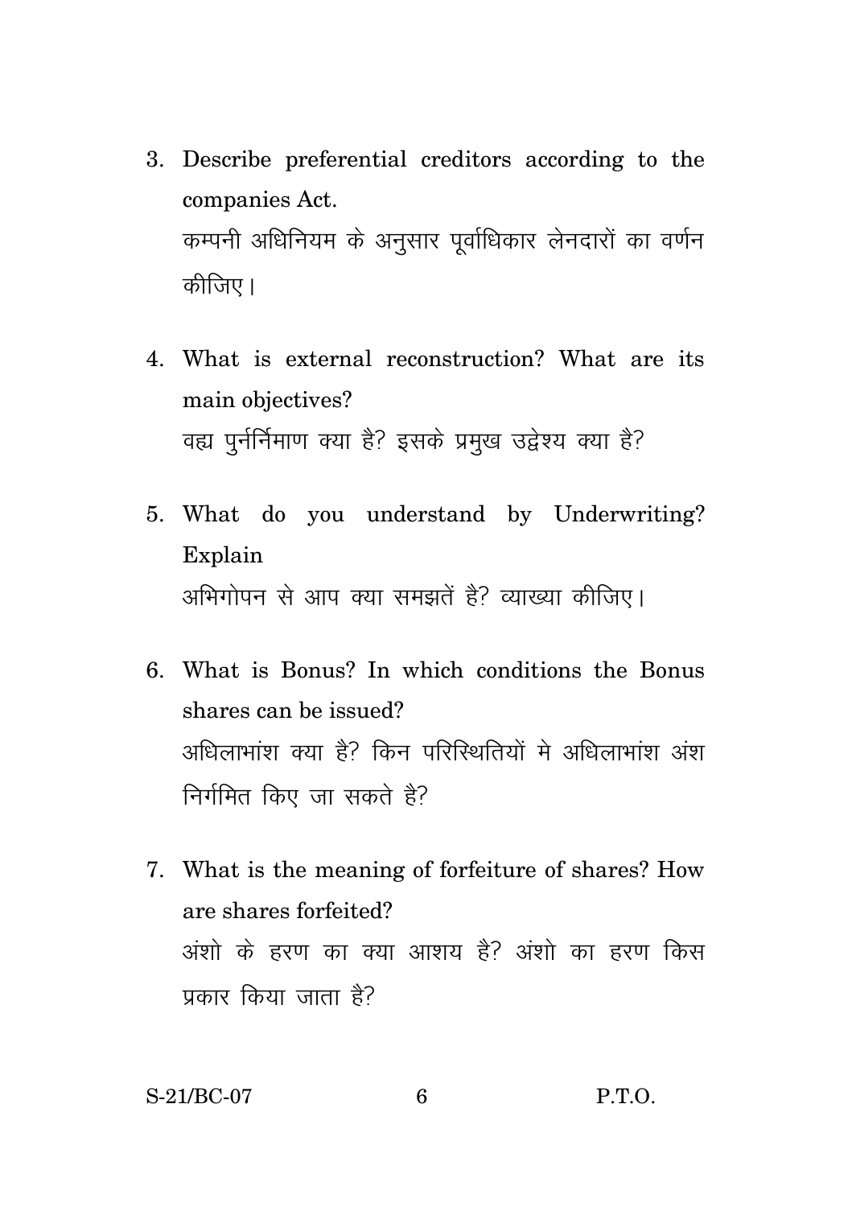3. Describe preferential creditors according to the companies Act.
   कम्पनी अधिनियम के अनुसार पूर्वाधिकार लेनदारों का वर्णन कीजिए।

4. What is external reconstruction? What are its main objectives?
   वह्य पुर्ननिर्माण क्या है? इसके प्रमुख उद्वेश्य क्या है?

5. What do you understand by Underwriting? Explain
   अभिगोपन से आप क्या समझतें है? व्याख्या कीजिए।

6. What is Bonus? In which conditions the Bonus shares can be issued?
   अधिलाभांश क्या है? किन परिस्थितियों मे अधिलाभांश अंश निर्गमित किए जा सकते है?

7. What is the meaning of forfeiture of shares? How are shares forfeited?
   अंशो के हरण का क्या आशय है? अंशो का हरण किस प्रकार किया जाता है?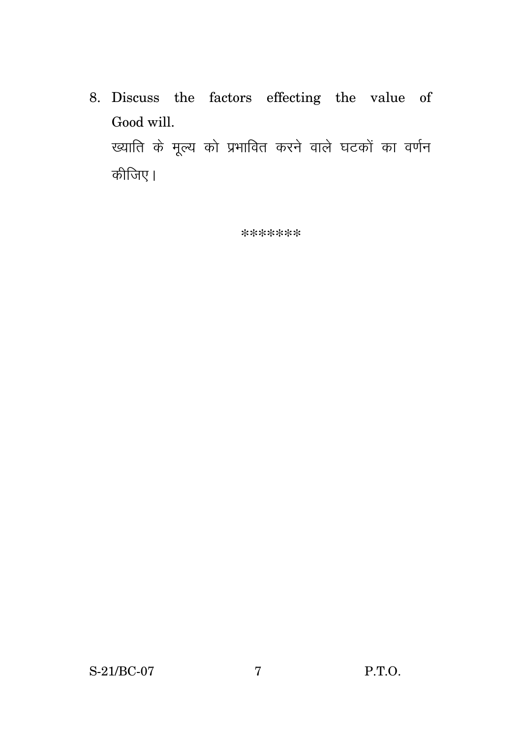8. Discuss the factors effecting the value of Good will.

   ख्याति के मूल्य को प्रभावित करने वाले घटकों का वर्णन कीजिए।

*******